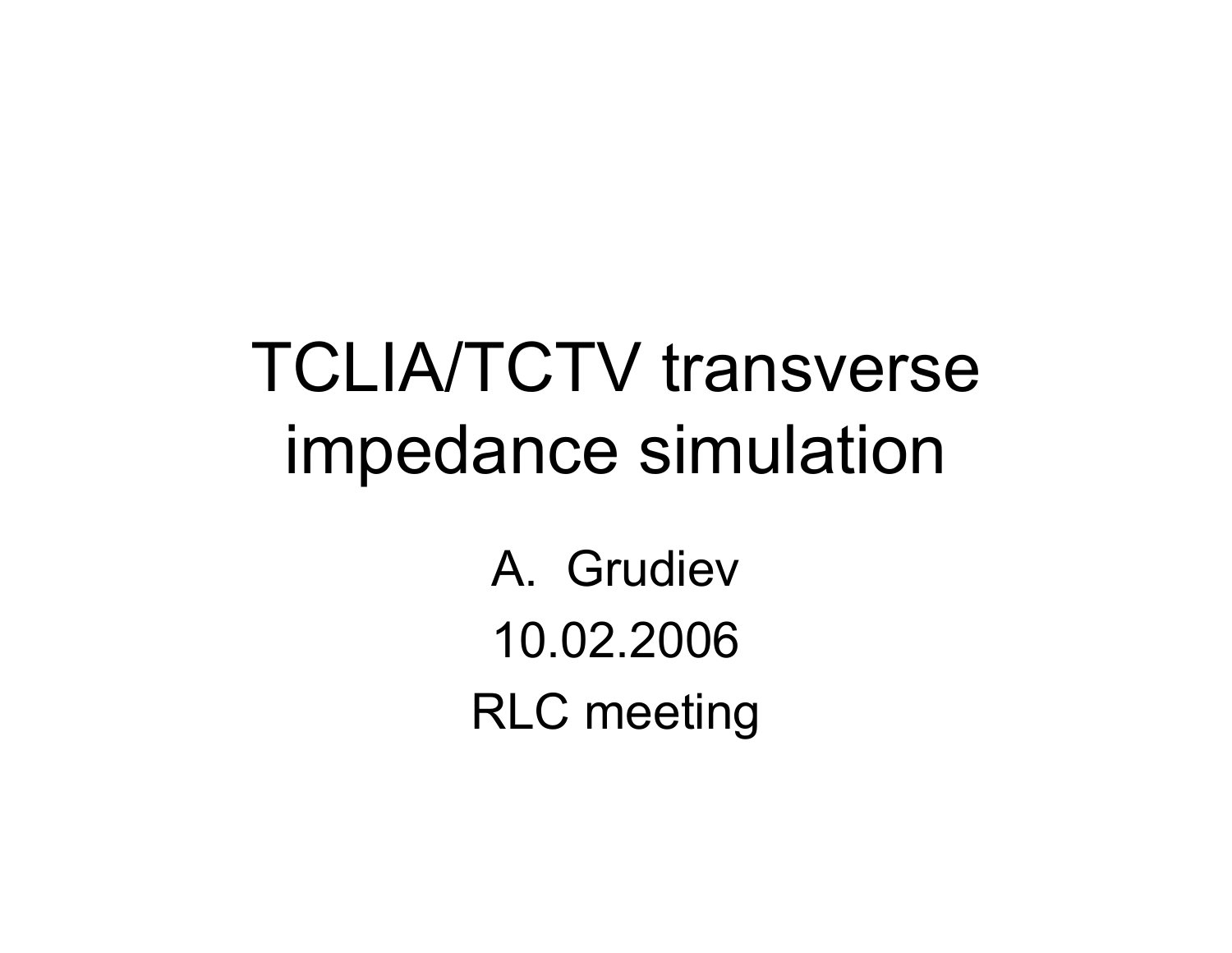# TCLIA/TCTV transverse impedance simulation

A. Grudiev

10.02.2006

RLC meeting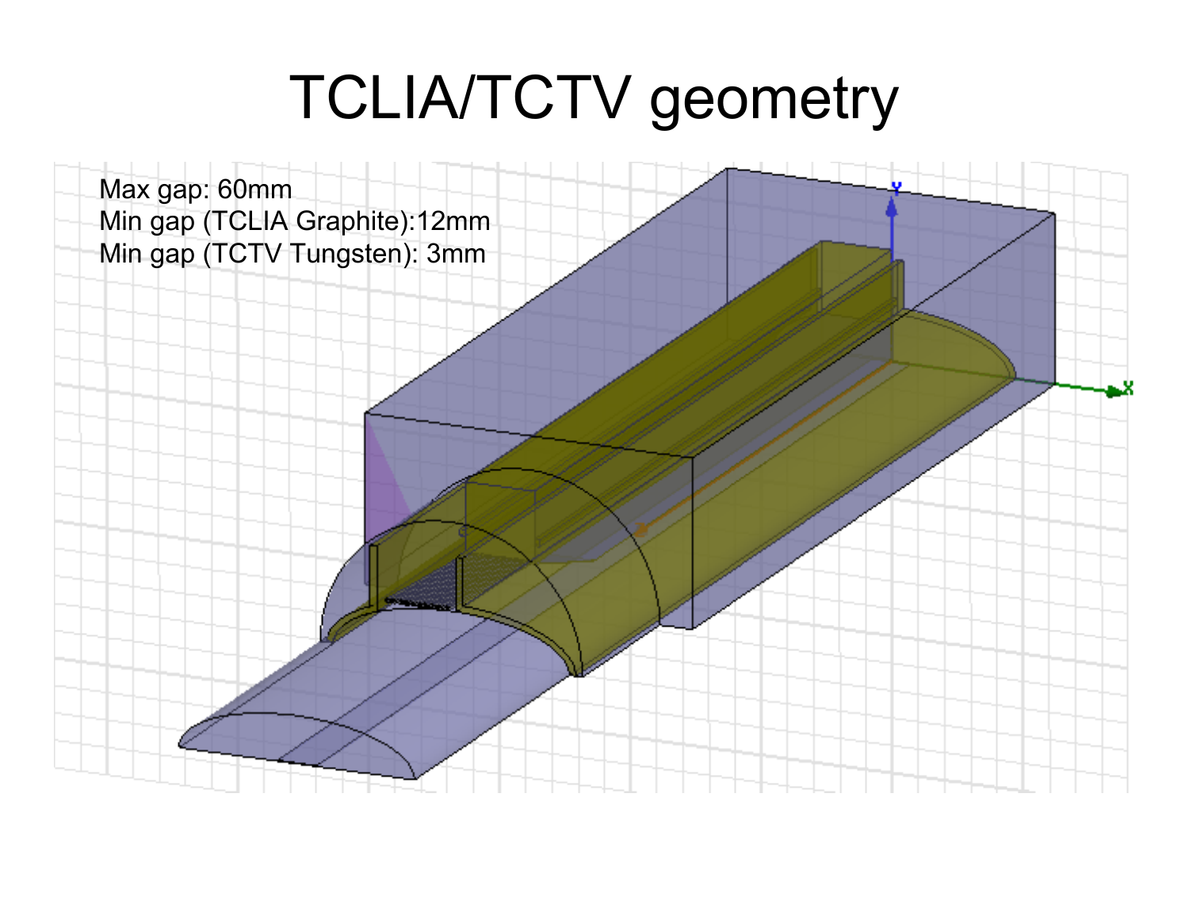# TCLIA/TCTV geometry

Max gap: 60mm
Min gap (TCLIA Graphite):12mm
Min gap (TCTV Tungsten): 3mm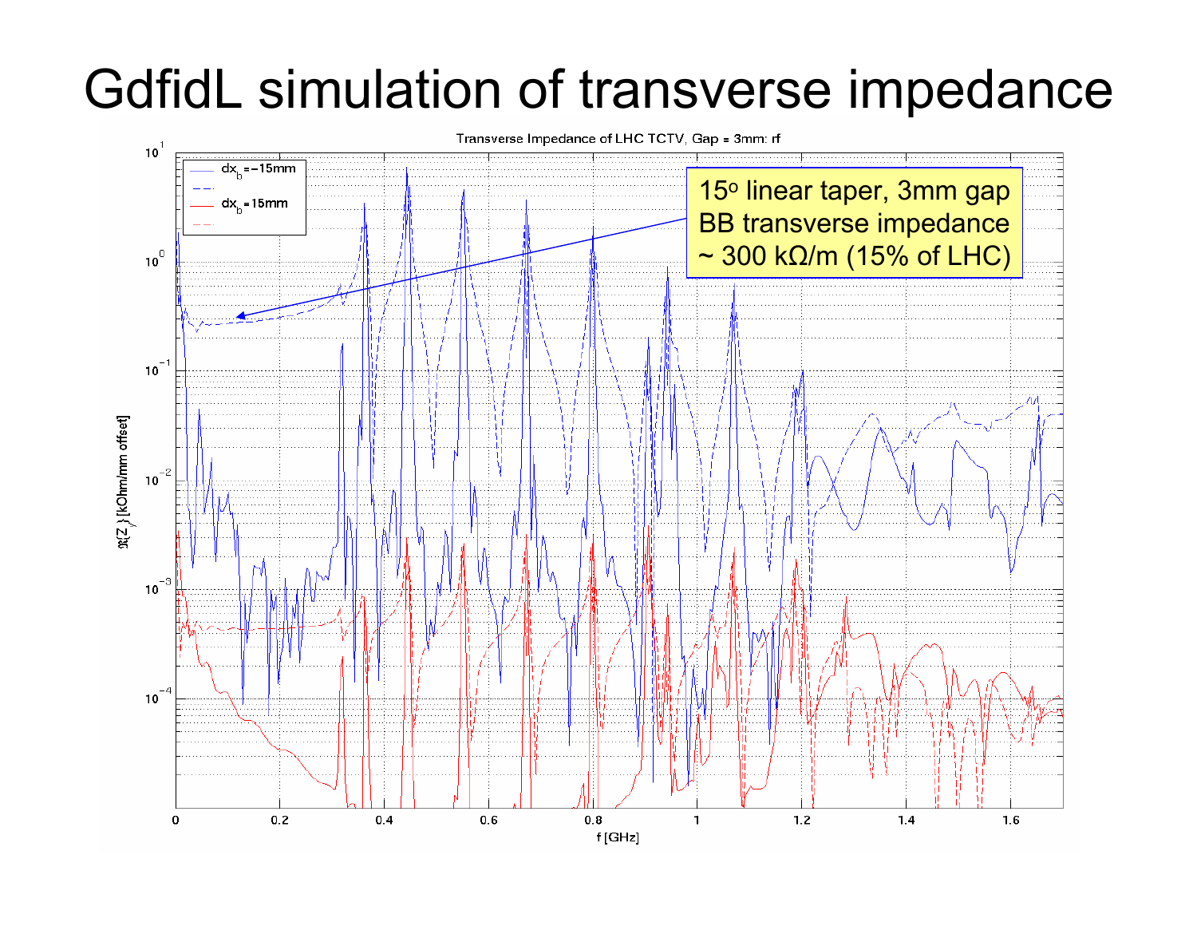# GdfidL simulation of transverse impedance

Transverse Impedance of LHC TCTV, Gap = 3mm: rf

$dx_b$=−15mm

$dx_b$=15mm

15° linear taper, 3mm gap
BB transverse impedance
~ 300 kΩ/m (15% of LHC)

$\Re\{Z_y\}$ [kOhm/mm offset]

f [GHz]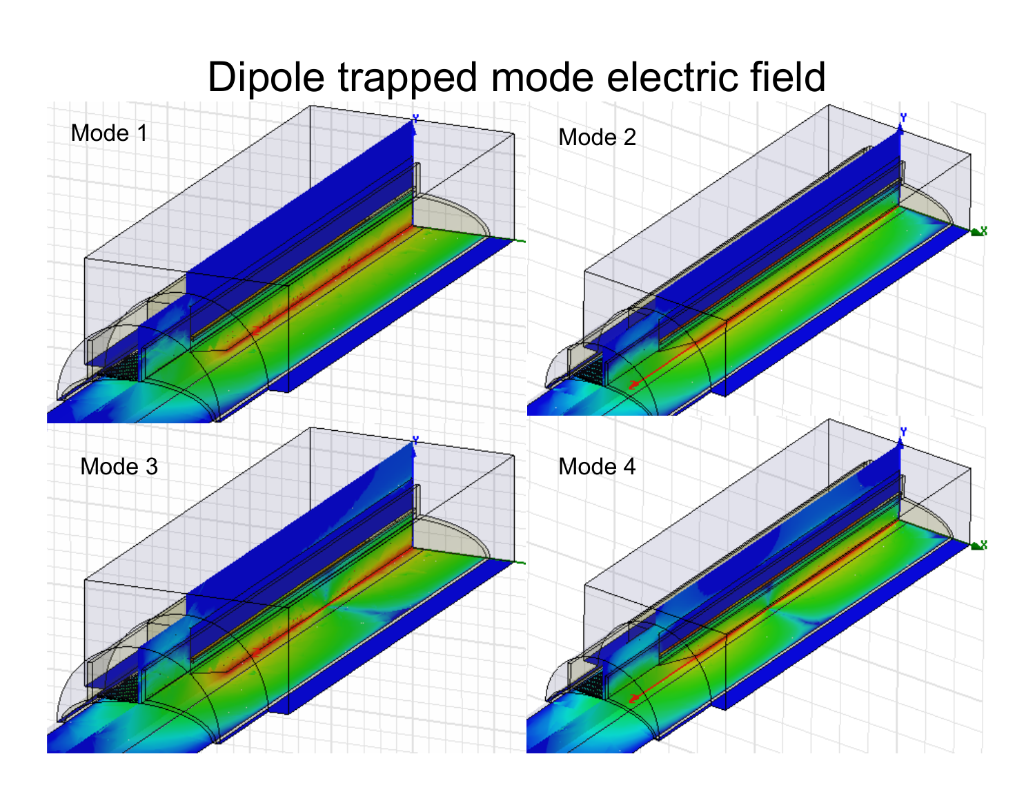# Dipole trapped mode electric field

Mode 1

Mode 2

Mode 3

Mode 4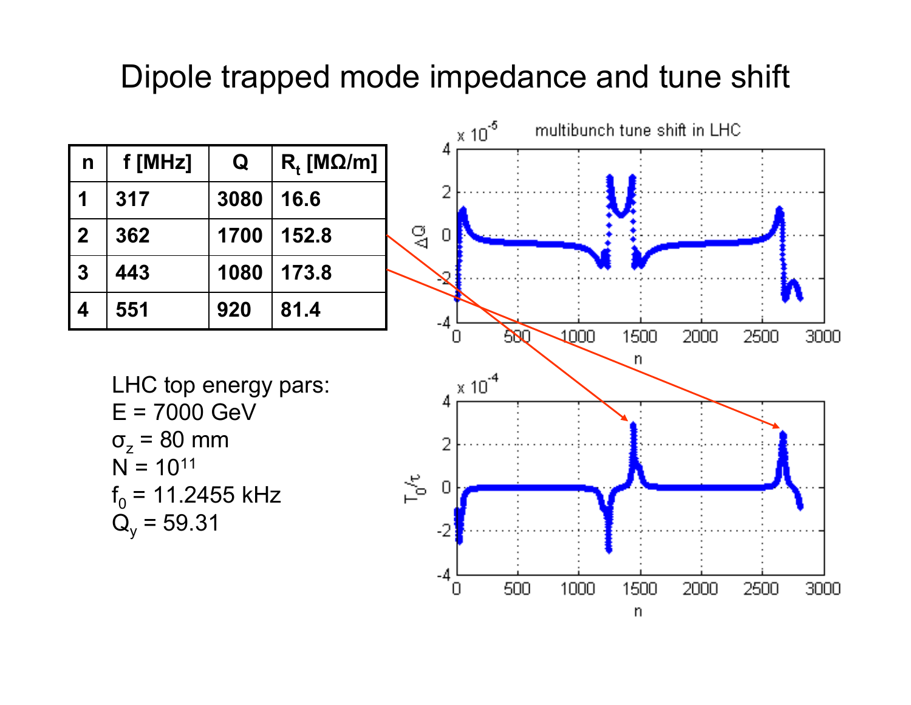# Dipole trapped mode impedance and tune shift

| n | f [MHz] | Q | $R_t$ [MΩ/m] |
|---|---|---|---|
| 1 | 317 | 3080 | 16.6 |
| 2 | 362 | 1700 | 152.8 |
| 3 | 443 | 1080 | 173.8 |
| 4 | 551 | 920 | 81.4 |

LHC top energy pars:
E = 7000 GeV
$\sigma_z$ = 80 mm
N = $10^{11}$
$f_0$ = 11.2455 kHz
$Q_y$ = 59.31

multibunch tune shift in LHC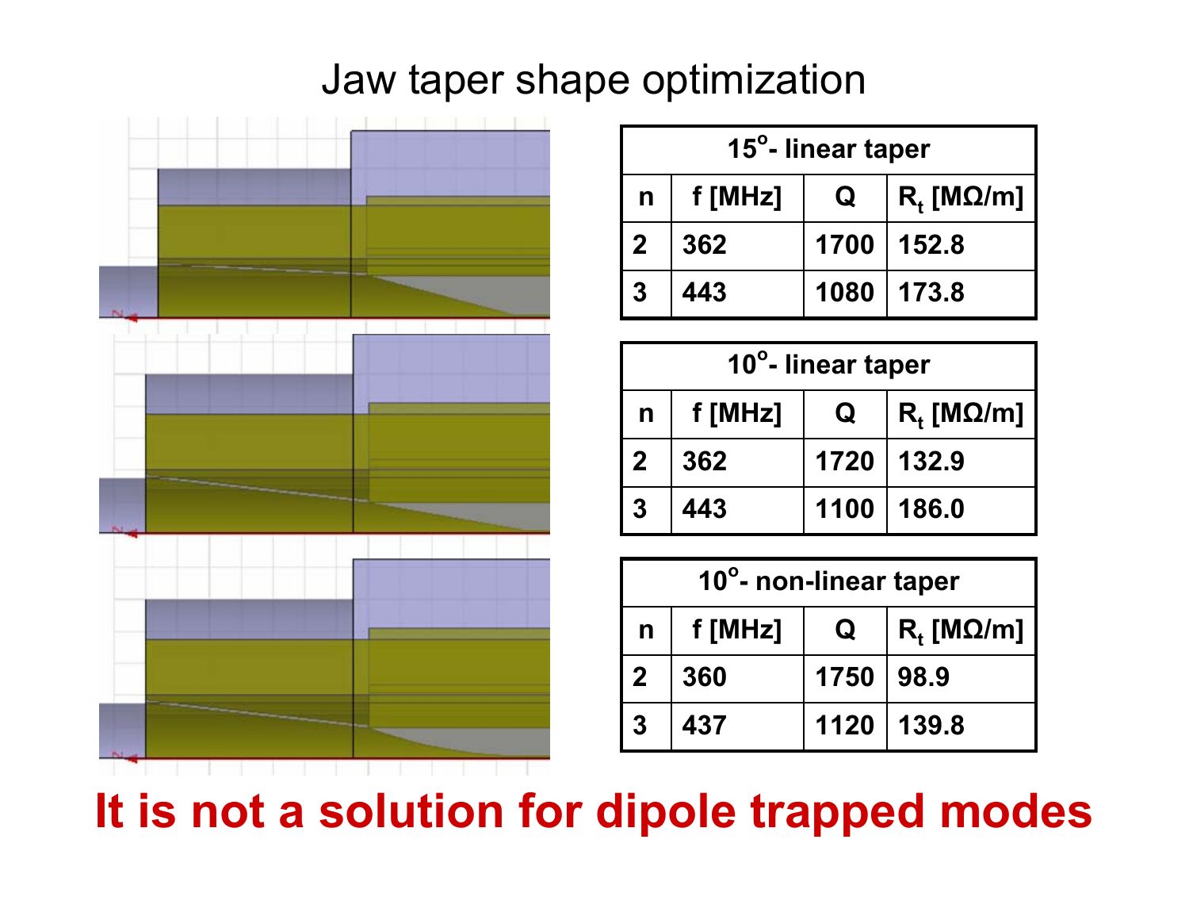# Jaw taper shape optimization

| 15°- linear taper | | | |
|---|---|---|---|
| n | f [MHz] | Q | $R_t$ [MΩ/m] |
| 2 | 362 | 1700 | 152.8 |
| 3 | 443 | 1080 | 173.8 |

| 10°- linear taper | | | |
|---|---|---|---|
| n | f [MHz] | Q | $R_t$ [MΩ/m] |
| 2 | 362 | 1720 | 132.9 |
| 3 | 443 | 1100 | 186.0 |

| 10°- non-linear taper | | | |
|---|---|---|---|
| n | f [MHz] | Q | $R_t$ [MΩ/m] |
| 2 | 360 | 1750 | 98.9 |
| 3 | 437 | 1120 | 139.8 |

**It is not a solution for dipole trapped modes**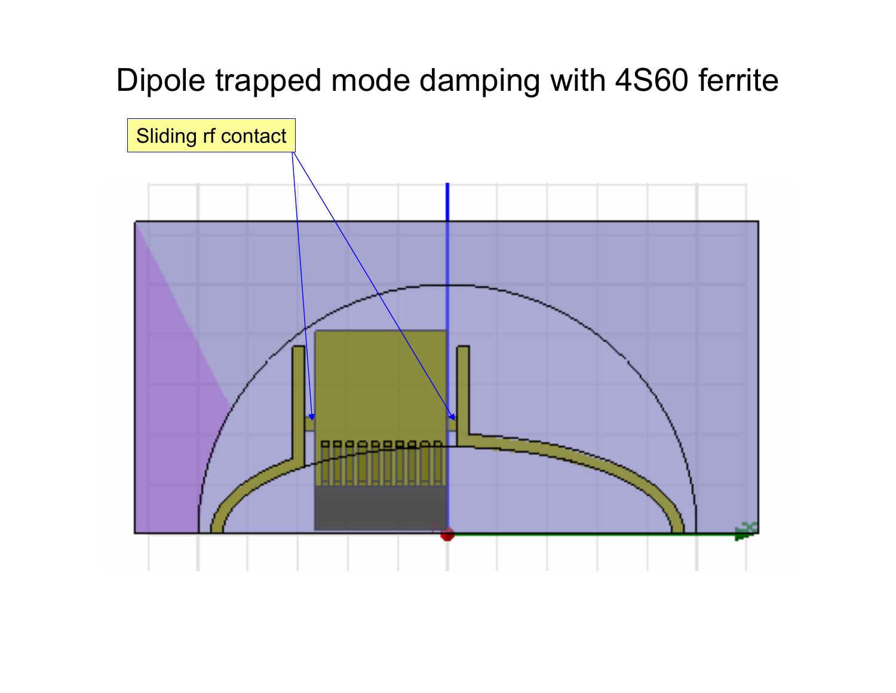# Dipole trapped mode damping with 4S60 ferrite

Sliding rf contact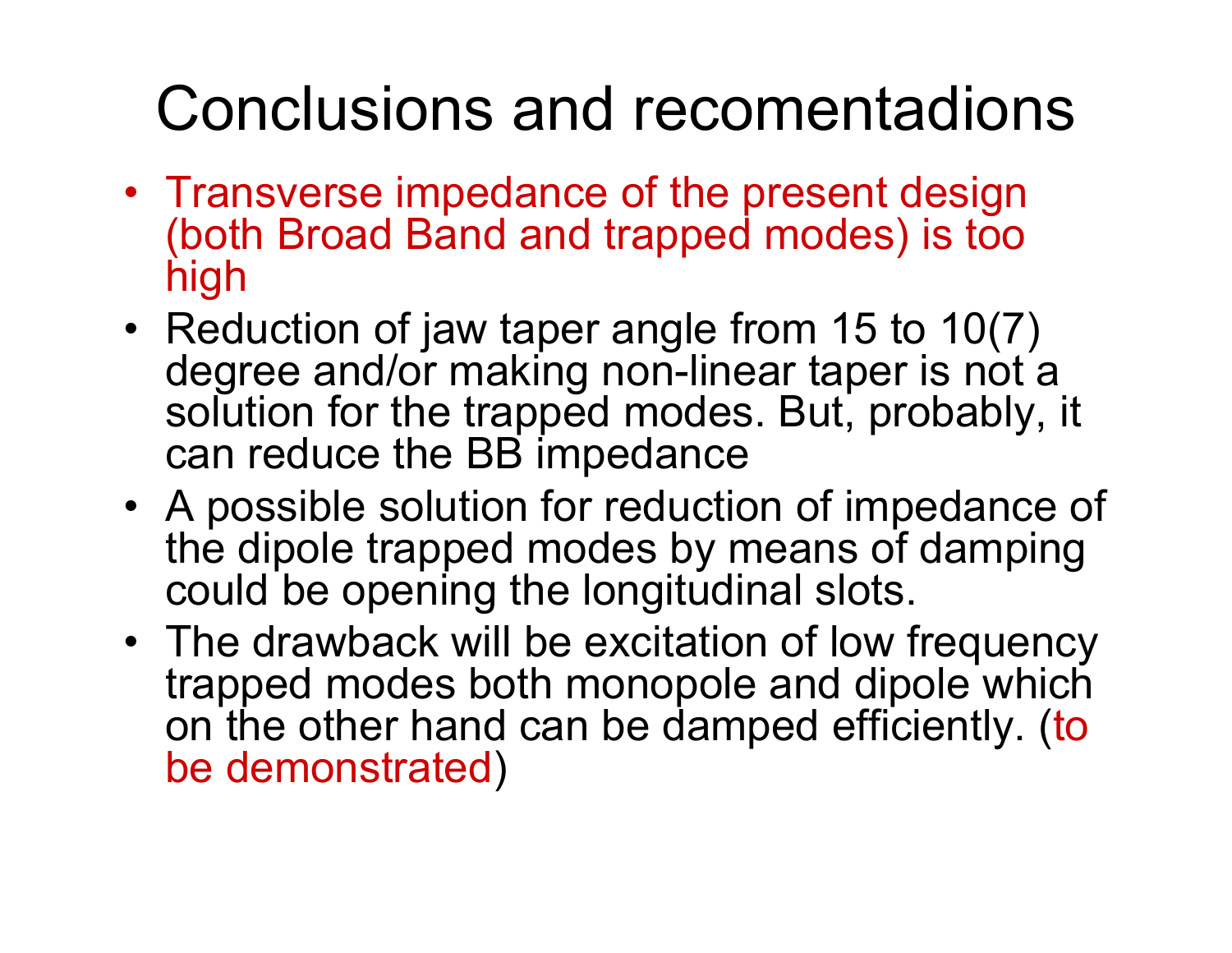# Conclusions and recomentadions

- Transverse impedance of the present design (both Broad Band and trapped modes) is too high
- Reduction of jaw taper angle from 15 to 10(7) degree and/or making non-linear taper is not a solution for the trapped modes. But, probably, it can reduce the BB impedance
- A possible solution for reduction of impedance of the dipole trapped modes by means of damping could be opening the longitudinal slots.
- The drawback will be excitation of low frequency trapped modes both monopole and dipole which on the other hand can be damped efficiently. (to be demonstrated)